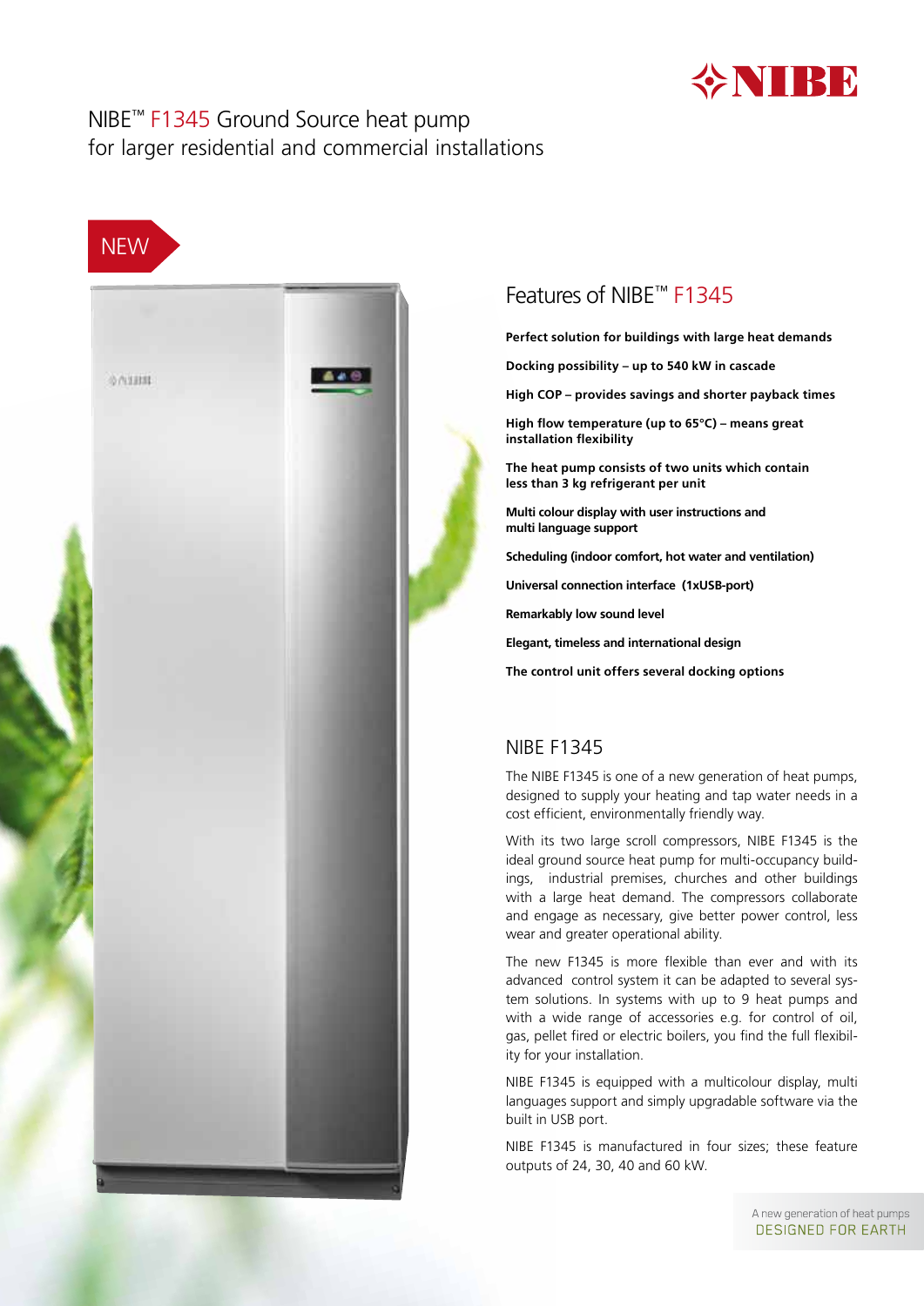# NIBE™ F1345 Ground Source heat pump for larger residential and commercial installations

NEW

## Features of NIBE™ F1345

**Perfect solution for buildings with large heat demands**

**Docking possibility – up to 540 kW in cascade**

**High COP – provides savings and shorter payback times**

**High flow temperature (up to 65°C) – means great installation flexibility**

**The heat pump consists of two units which contain less than 3 kg refrigerant per unit**

**Multi colour display with user instructions and multi language support**

**Scheduling (indoor comfort, hot water and ventilation)**

**Universal connection interface (1xUSB-port)**

**Remarkably low sound level**

**Elegant, timeless and international design**

**The control unit offers several docking options**

## NIBE F1345

The NIBE F1345 is one of a new generation of heat pumps, designed to supply your heating and tap water needs in a cost efficient, environmentally friendly way.

With its two large scroll compressors, NIBE F1345 is the ideal ground source heat pump for multi-occupancy buildings, industrial premises, churches and other buildings with a large heat demand. The compressors collaborate and engage as necessary, give better power control, less wear and greater operational ability.

The new F1345 is more flexible than ever and with its advanced control system it can be adapted to several system solutions. In systems with up to 9 heat pumps and with a wide range of accessories e.g. for control of oil, gas, pellet fired or electric boilers, you find the full flexibility for your installation.

NIBE F1345 is equipped with a multicolour display, multi languages support and simply upgradable software via the built in USB port.

NIBE F1345 is manufactured in four sizes; these feature outputs of 24, 30, 40 and 60 kW.

A new generation of heat pumps
DESIGNED FOR EARTH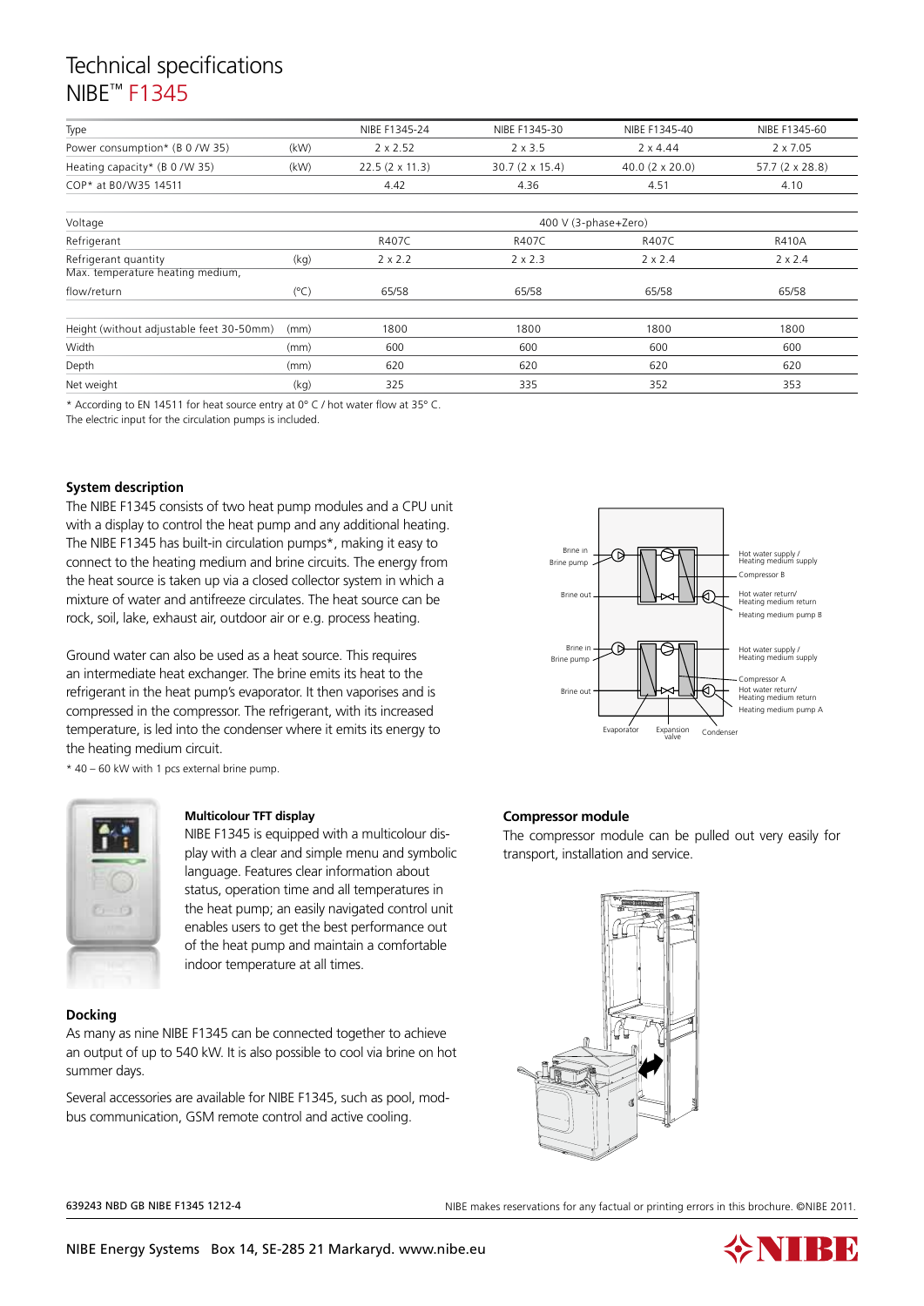# Technical specifications

## NIBE™ F1345

| Type | | NIBE F1345-24 | NIBE F1345-30 | NIBE F1345-40 | NIBE F1345-60 |
|---|---|---|---|---|---|
| Power consumption* (B 0 /W 35) | (kW) | 2 x 2.52 | 2 x 3.5 | 2 x 4.44 | 2 x 7.05 |
| Heating capacity* (B 0 /W 35) | (kW) | 22.5 (2 x 11.3) | 30.7 (2 x 15.4) | 40.0 (2 x 20.0) | 57.7 (2 x 28.8) |
| COP* at B0/W35 14511 | | 4.42 | 4.36 | 4.51 | 4.10 |
| Voltage | | 400 V (3-phase+Zero) | | | |
| Refrigerant | | R407C | R407C | R407C | R410A |
| Refrigerant quantity | (kg) | 2 x 2.2 | 2 x 2.3 | 2 x 2.4 | 2 x 2.4 |
| Max. temperature heating medium, flow/return | (°C) | 65/58 | 65/58 | 65/58 | 65/58 |
| Height (without adjustable feet 30-50mm) | (mm) | 1800 | 1800 | 1800 | 1800 |
| Width | (mm) | 600 | 600 | 600 | 600 |
| Depth | (mm) | 620 | 620 | 620 | 620 |
| Net weight | (kg) | 325 | 335 | 352 | 353 |

* According to EN 14511 for heat source entry at 0° C / hot water flow at 35° C.
The electric input for the circulation pumps is included.

### System description

The NIBE F1345 consists of two heat pump modules and a CPU unit with a display to control the heat pump and any additional heating. The NIBE F1345 has built-in circulation pumps*, making it easy to connect to the heating medium and brine circuits. The energy from the heat source is taken up via a closed collector system in which a mixture of water and antifreeze circulates. The heat source can be rock, soil, lake, exhaust air, outdoor air or e.g. process heating.

Ground water can also be used as a heat source. This requires an intermediate heat exchanger. The brine emits its heat to the refrigerant in the heat pump's evaporator. It then vaporises and is compressed in the compressor. The refrigerant, with its increased temperature, is led into the condenser where it emits its energy to the heating medium circuit.

* 40 – 60 kW with 1 pcs external brine pump.

Brine in
Brine pump
Brine out
Hot water supply / Heating medium supply
Compressor B
Hot water return/ Heating medium return
Heating medium pump B
Brine in
Brine pump
Brine out
Hot water supply / Heating medium supply
Compressor A
Hot water return/ Heating medium return
Heating medium pump A
Evaporator
Expansion valve
Condenser

### Multicolour TFT display

NIBE F1345 is equipped with a multicolour display with a clear and simple menu and symbolic language. Features clear information about status, operation time and all temperatures in the heat pump; an easily navigated control unit enables users to get the best performance out of the heat pump and maintain a comfortable indoor temperature at all times.

### Docking

As many as nine NIBE F1345 can be connected together to achieve an output of up to 540 kW. It is also possible to cool via brine on hot summer days.

Several accessories are available for NIBE F1345, such as pool, modbus communication, GSM remote control and active cooling.

### Compressor module

The compressor module can be pulled out very easily for transport, installation and service.

639243 NBD GB NIBE F1345 1212-4

NIBE makes reservations for any factual or printing errors in this brochure. ©NIBE 2011.

NIBE Energy Systems Box 14, SE-285 21 Markaryd. www.nibe.eu